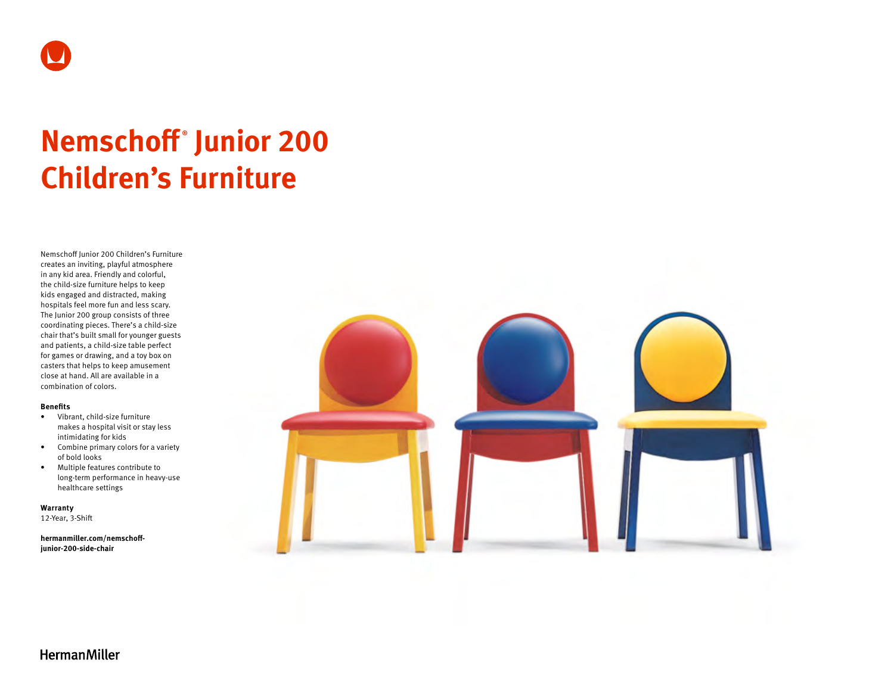# Nemschoff® Junior 200 Children's Furniture

Nemschoff Junior 200 Children's Furniture creates an inviting, playful atmosphere in any kid area. Friendly and colorful, the child-size furniture helps to keep kids engaged and distracted, making hospitals feel more fun and less scary. The Junior 200 group consists of three coordinating pieces. There's a child-size chair that's built small for younger guests and patients, a child-size table perfect for games or drawing, and a toy box on casters that helps to keep amusement close at hand. All are available in a combination of colors.

**Benefits**

- Vibrant, child-size furniture makes a hospital visit or stay less intimidating for kids
- Combine primary colors for a variety of bold looks
- Multiple features contribute to long-term performance in heavy-use healthcare settings

**Warranty**
12-Year, 3-Shift

**hermanmiller.com/nemschoff-junior-200-side-chair**

HermanMiller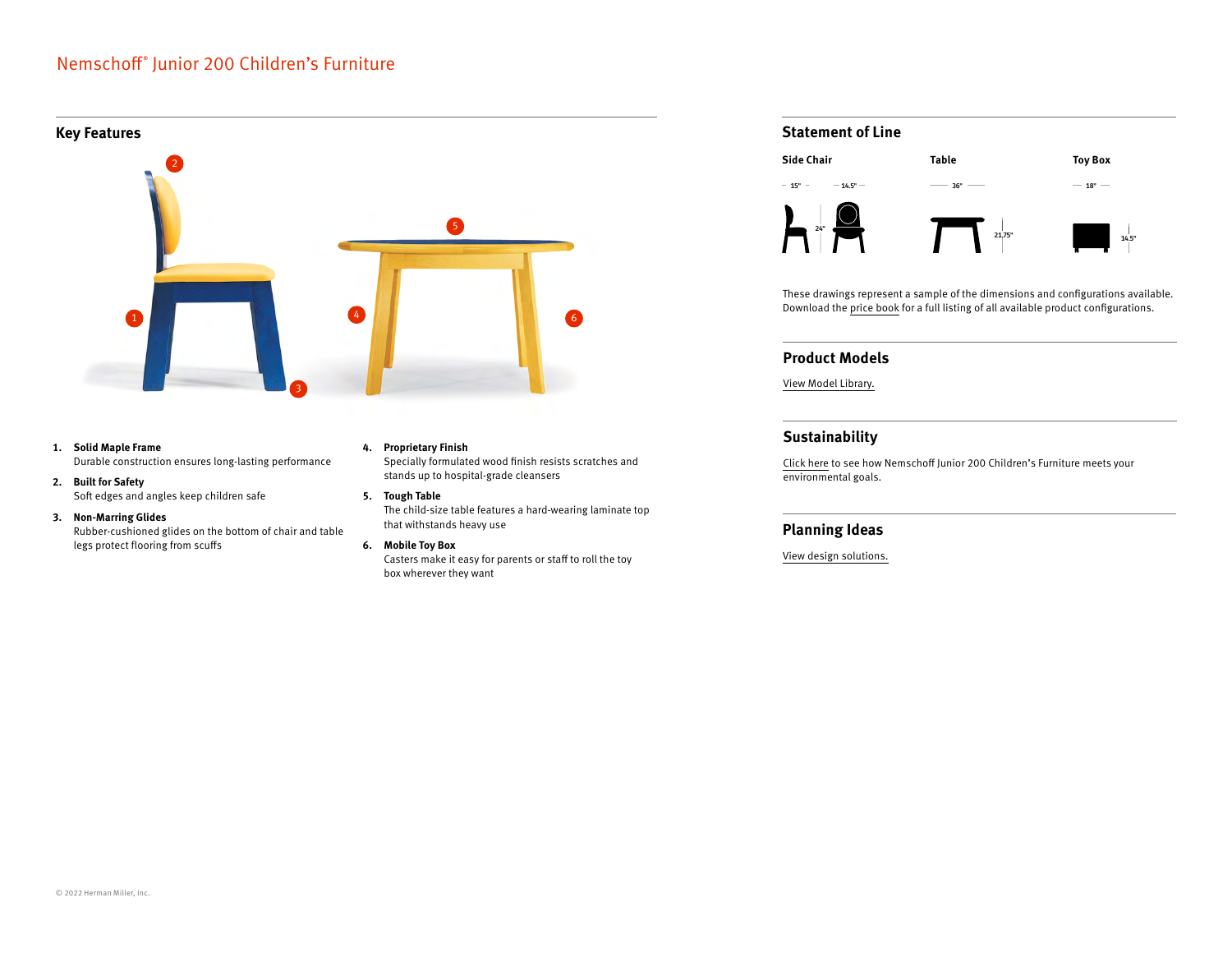# Nemschoff® Junior 200 Children's Furniture

## Key Features

1
2
3
4
5
6

1. **Solid Maple Frame**
   Durable construction ensures long-lasting performance
2. **Built for Safety**
   Soft edges and angles keep children safe
3. **Non-Marring Glides**
   Rubber-cushioned glides on the bottom of chair and table legs protect flooring from scuffs
4. **Proprietary Finish**
   Specially formulated wood finish resists scratches and stands up to hospital-grade cleansers
5. **Tough Table**
   The child-size table features a hard-wearing laminate top that withstands heavy use
6. **Mobile Toy Box**
   Casters make it easy for parents or staff to roll the toy box wherever they want

## Statement of Line

**Side Chair**

15"
14.5"
24"

**Table**

36"
21.75"

**Toy Box**

18"
14.5"

These drawings represent a sample of the dimensions and configurations available. Download the price book for a full listing of all available product configurations.

## Product Models

View Model Library.

## Sustainability

Click here to see how Nemschoff Junior 200 Children's Furniture meets your environmental goals.

## Planning Ideas

View design solutions.

© 2022 Herman Miller, Inc.